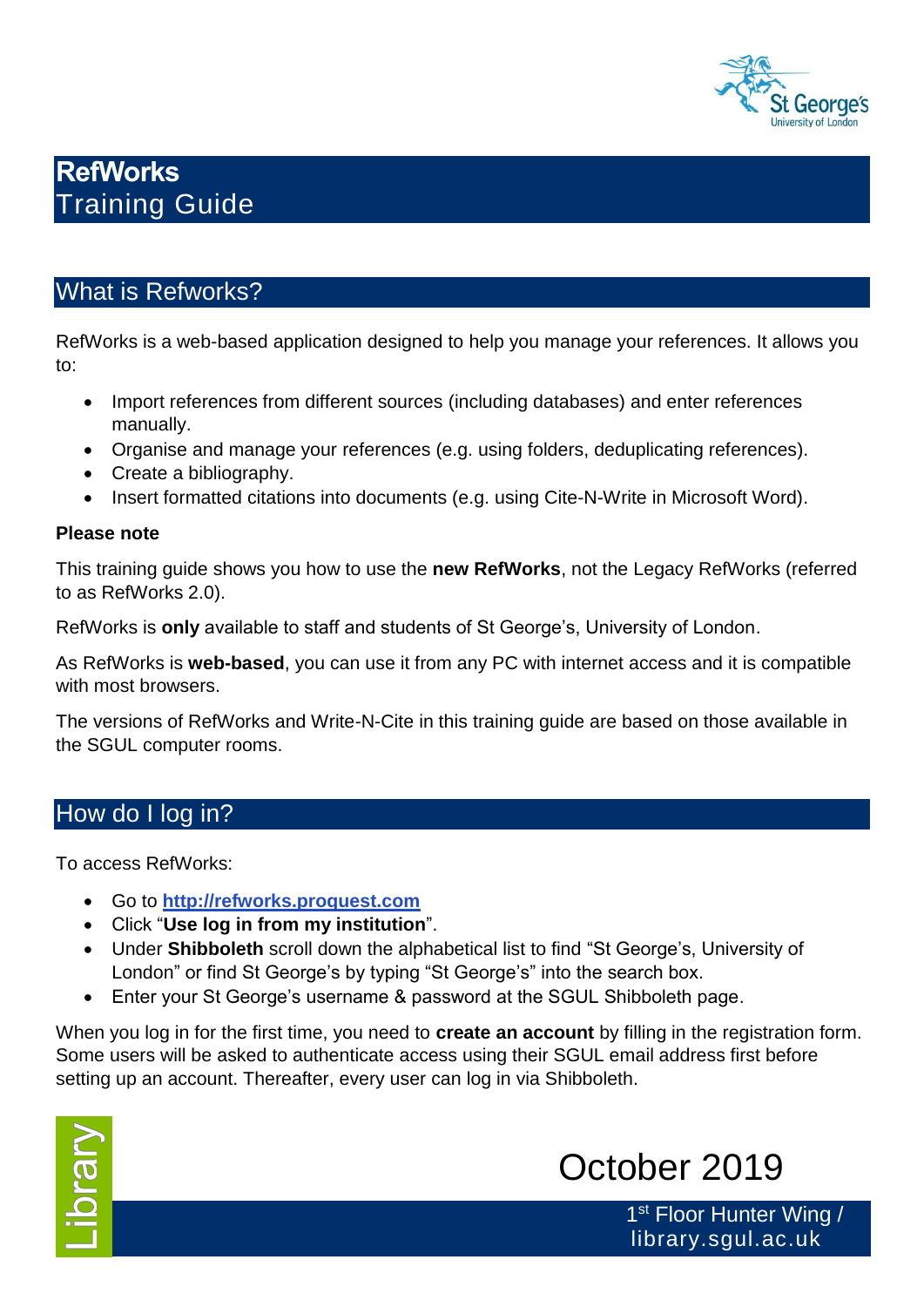# RefWorks
Training Guide

## What is Refworks?

RefWorks is a web-based application designed to help you manage your references. It allows you to:

- Import references from different sources (including databases) and enter references manually.
- Organise and manage your references (e.g. using folders, deduplicating references).
- Create a bibliography.
- Insert formatted citations into documents (e.g. using Cite-N-Write in Microsoft Word).

**Please note**

This training guide shows you how to use the **new RefWorks**, not the Legacy RefWorks (referred to as RefWorks 2.0).

RefWorks is **only** available to staff and students of St George's, University of London.

As RefWorks is **web-based**, you can use it from any PC with internet access and it is compatible with most browsers.

The versions of RefWorks and Write-N-Cite in this training guide are based on those available in the SGUL computer rooms.

## How do I log in?

To access RefWorks:

- Go to **http://refworks.proquest.com**
- Click "**Use log in from my institution**".
- Under **Shibboleth** scroll down the alphabetical list to find "St George's, University of London" or find St George's by typing "St George's" into the search box.
- Enter your St George's username & password at the SGUL Shibboleth page.

When you log in for the first time, you need to **create an account** by filling in the registration form. Some users will be asked to authenticate access using their SGUL email address first before setting up an account. Thereafter, every user can log in via Shibboleth.

Library

October 2019

1st Floor Hunter Wing / library.sgul.ac.uk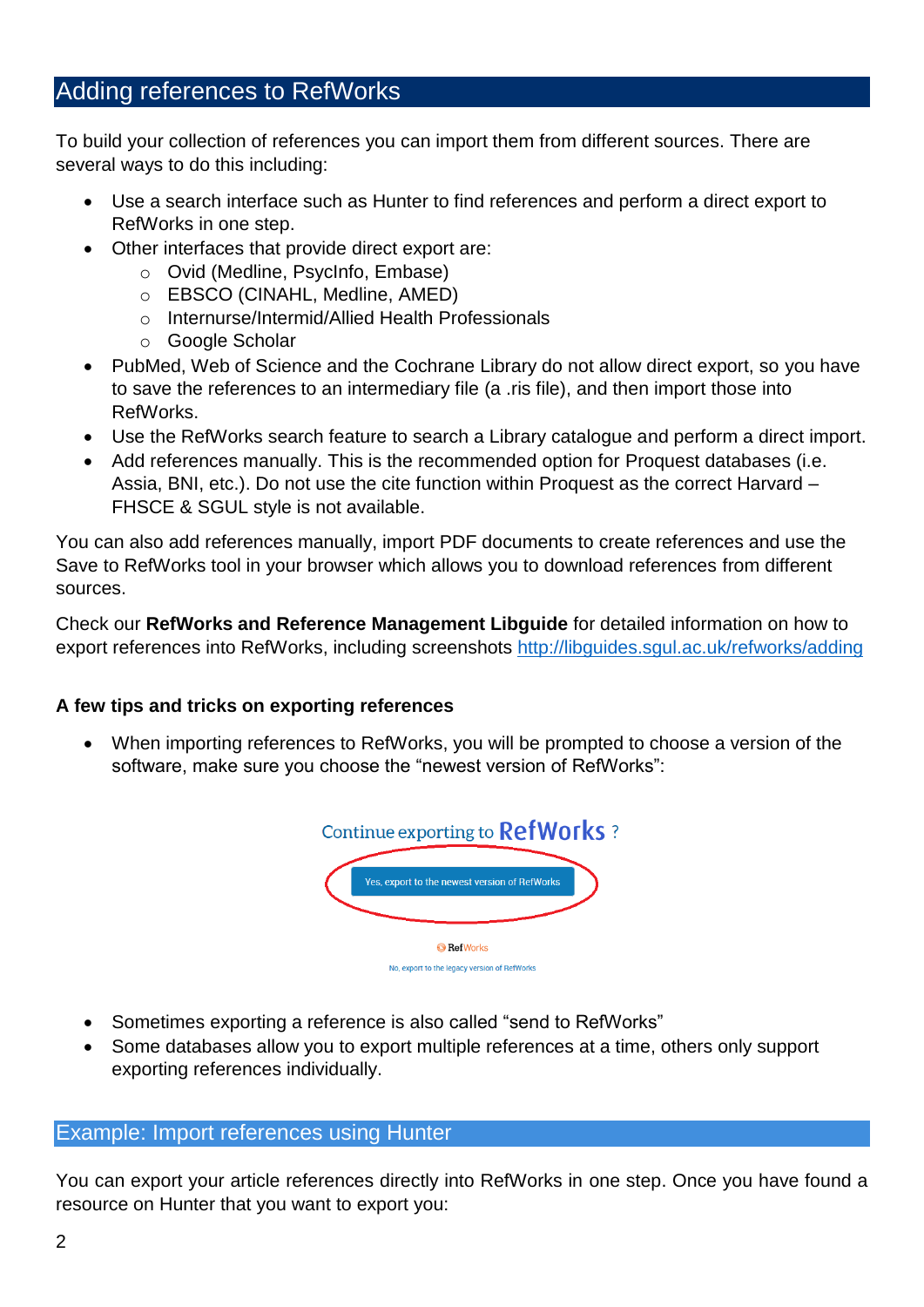## Adding references to RefWorks

To build your collection of references you can import them from different sources. There are several ways to do this including:

- Use a search interface such as Hunter to find references and perform a direct export to RefWorks in one step.
- Other interfaces that provide direct export are:
    - Ovid (Medline, PsycInfo, Embase)
    - EBSCO (CINAHL, Medline, AMED)
    - Internurse/Intermid/Allied Health Professionals
    - Google Scholar
- PubMed, Web of Science and the Cochrane Library do not allow direct export, so you have to save the references to an intermediary file (a .ris file), and then import those into RefWorks.
- Use the RefWorks search feature to search a Library catalogue and perform a direct import.
- Add references manually. This is the recommended option for Proquest databases (i.e. Assia, BNI, etc.). Do not use the cite function within Proquest as the correct Harvard – FHSCE & SGUL style is not available.

You can also add references manually, import PDF documents to create references and use the Save to RefWorks tool in your browser which allows you to download references from different sources.

Check our **RefWorks and Reference Management Libguide** for detailed information on how to export references into RefWorks, including screenshots http://libguides.sgul.ac.uk/refworks/adding

### A few tips and tricks on exporting references

- When importing references to RefWorks, you will be prompted to choose a version of the software, make sure you choose the "newest version of RefWorks":

Continue exporting to RefWorks ?

Yes, export to the newest version of RefWorks

RefWorks

No, export to the legacy version of RefWorks

- Sometimes exporting a reference is also called "send to RefWorks"
- Some databases allow you to export multiple references at a time, others only support exporting references individually.

## Example: Import references using Hunter

You can export your article references directly into RefWorks in one step. Once you have found a resource on Hunter that you want to export you: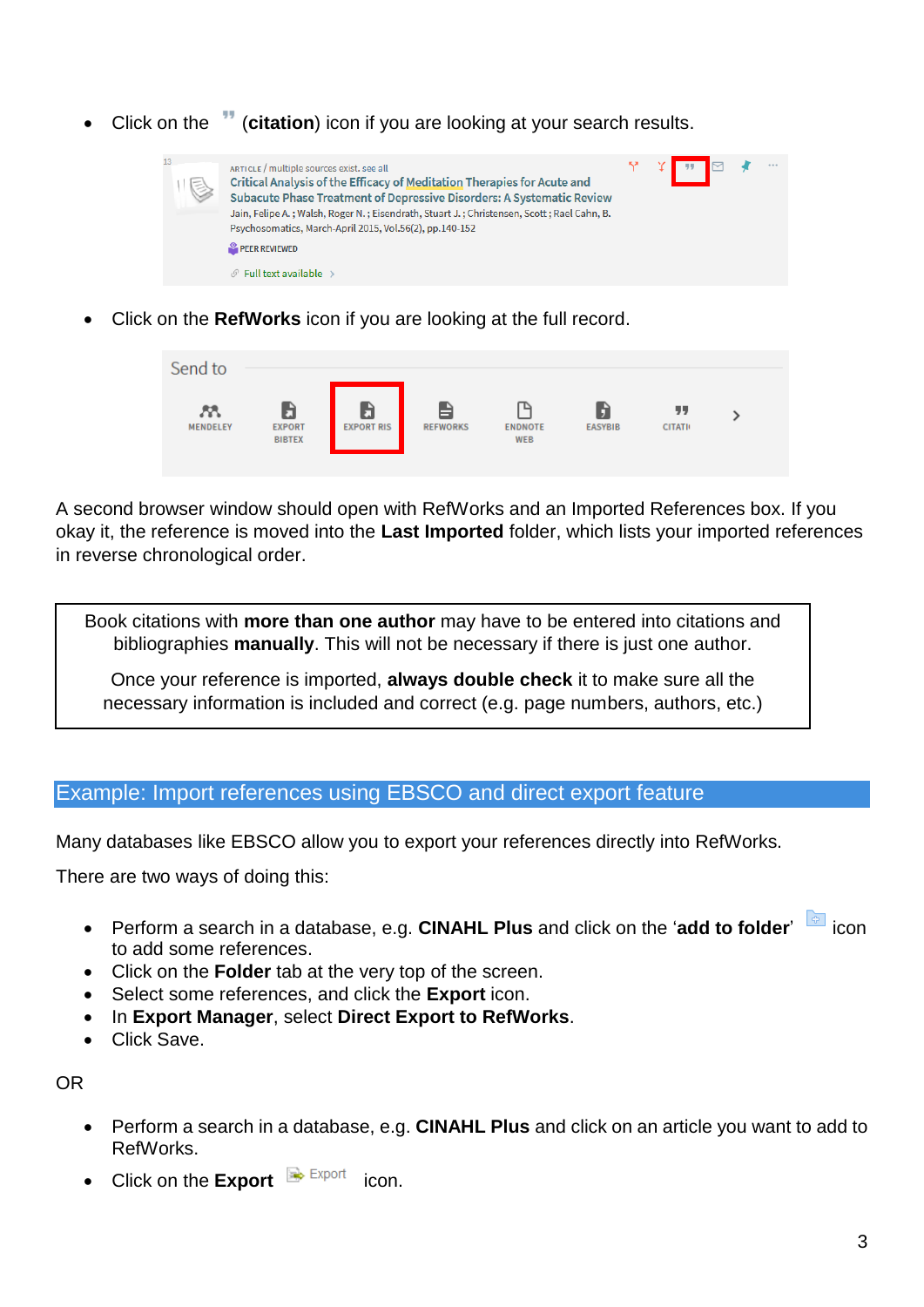- Click on the (**citation**) icon if you are looking at your search results.

- Click on the **RefWorks** icon if you are looking at the full record.

A second browser window should open with RefWorks and an Imported References box. If you okay it, the reference is moved into the **Last Imported** folder, which lists your imported references in reverse chronological order.

> Book citations with **more than one author** may have to be entered into citations and bibliographies **manually**. This will not be necessary if there is just one author.
>
> Once your reference is imported, **always double check** it to make sure all the necessary information is included and correct (e.g. page numbers, authors, etc.)

## Example: Import references using EBSCO and direct export feature

Many databases like EBSCO allow you to export your references directly into RefWorks.

There are two ways of doing this:

- Perform a search in a database, e.g. **CINAHL Plus** and click on the '**add to folder**' icon to add some references.
- Click on the **Folder** tab at the very top of the screen.
- Select some references, and click the **Export** icon.
- In **Export Manager**, select **Direct Export to RefWorks**.
- Click Save.

OR

- Perform a search in a database, e.g. **CINAHL Plus** and click on an article you want to add to RefWorks.
- Click on the **Export** Export icon.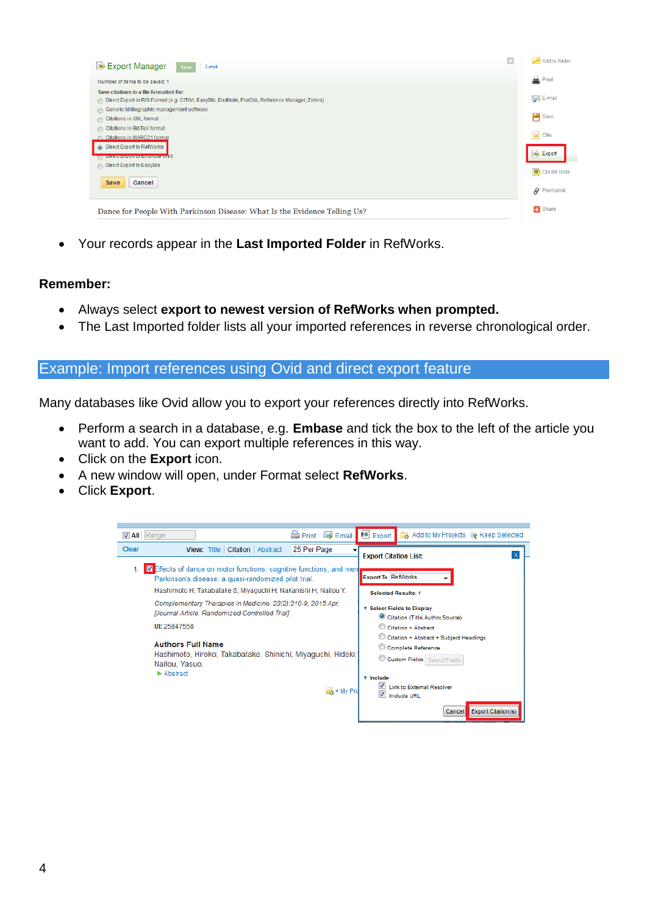- Your records appear in the **Last Imported Folder** in RefWorks.

**Remember:**

- Always select **export to newest version of RefWorks when prompted.**
- The Last Imported folder lists all your imported references in reverse chronological order.

## Example: Import references using Ovid and direct export feature

Many databases like Ovid allow you to export your references directly into RefWorks.

- Perform a search in a database, e.g. **Embase** and tick the box to the left of the article you want to add. You can export multiple references in this way.
- Click on the **Export** icon.
- A new window will open, under Format select **RefWorks**.
- Click **Export**.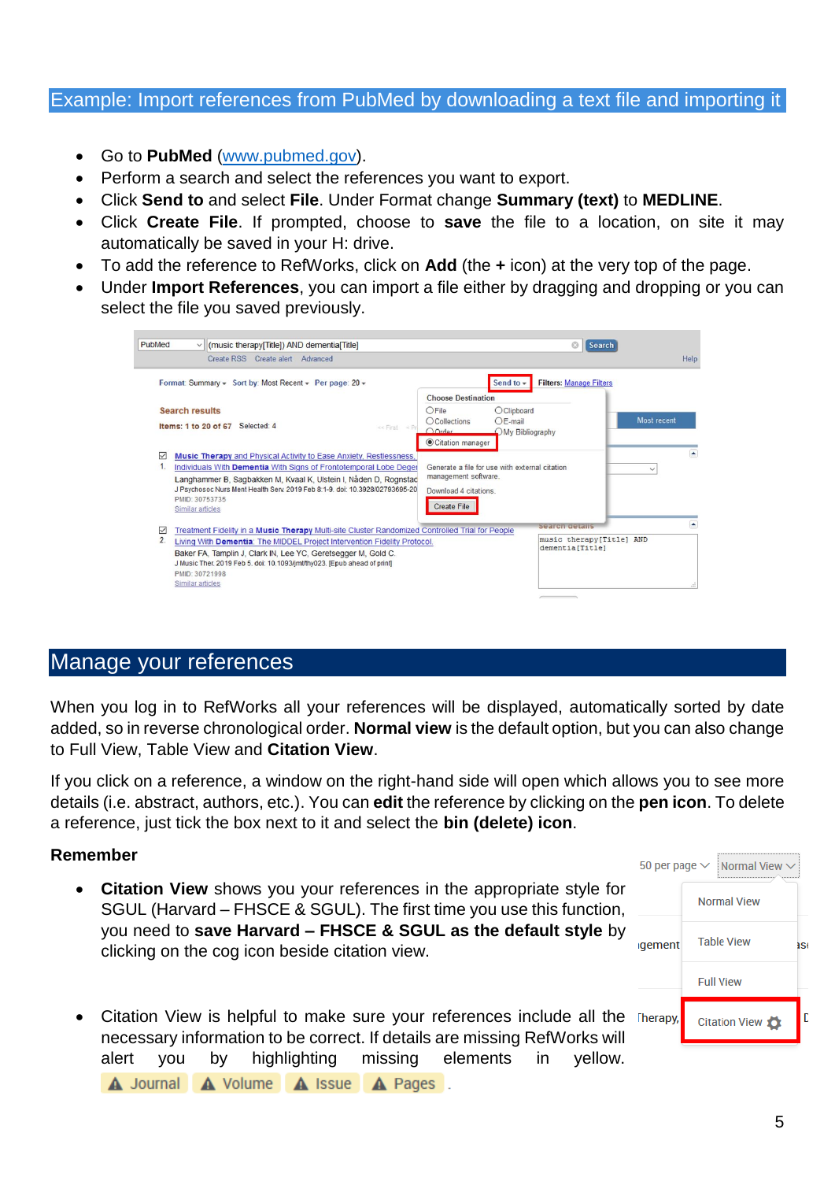## Example: Import references from PubMed by downloading a text file and importing it

- Go to **PubMed** (www.pubmed.gov).
- Perform a search and select the references you want to export.
- Click **Send to** and select **File**. Under Format change **Summary (text)** to **MEDLINE**.
- Click **Create File**. If prompted, choose to **save** the file to a location, on site it may automatically be saved in your H: drive.
- To add the reference to RefWorks, click on **Add** (the **+** icon) at the very top of the page.
- Under **Import References**, you can import a file either by dragging and dropping or you can select the file you saved previously.

## Manage your references

When you log in to RefWorks all your references will be displayed, automatically sorted by date added, so in reverse chronological order. **Normal view** is the default option, but you can also change to Full View, Table View and **Citation View**.

If you click on a reference, a window on the right-hand side will open which allows you to see more details (i.e. abstract, authors, etc.). You can **edit** the reference by clicking on the **pen icon**. To delete a reference, just tick the box next to it and select the **bin (delete) icon**.

**Remember**

- **Citation View** shows you your references in the appropriate style for SGUL (Harvard – FHSCE & SGUL). The first time you use this function, you need to **save Harvard – FHSCE & SGUL as the default style** by clicking on the cog icon beside citation view.
- Citation View is helpful to make sure your references include all the necessary information to be correct. If details are missing RefWorks will alert you by highlighting missing elements in yellow. Journal Volume Issue Pages.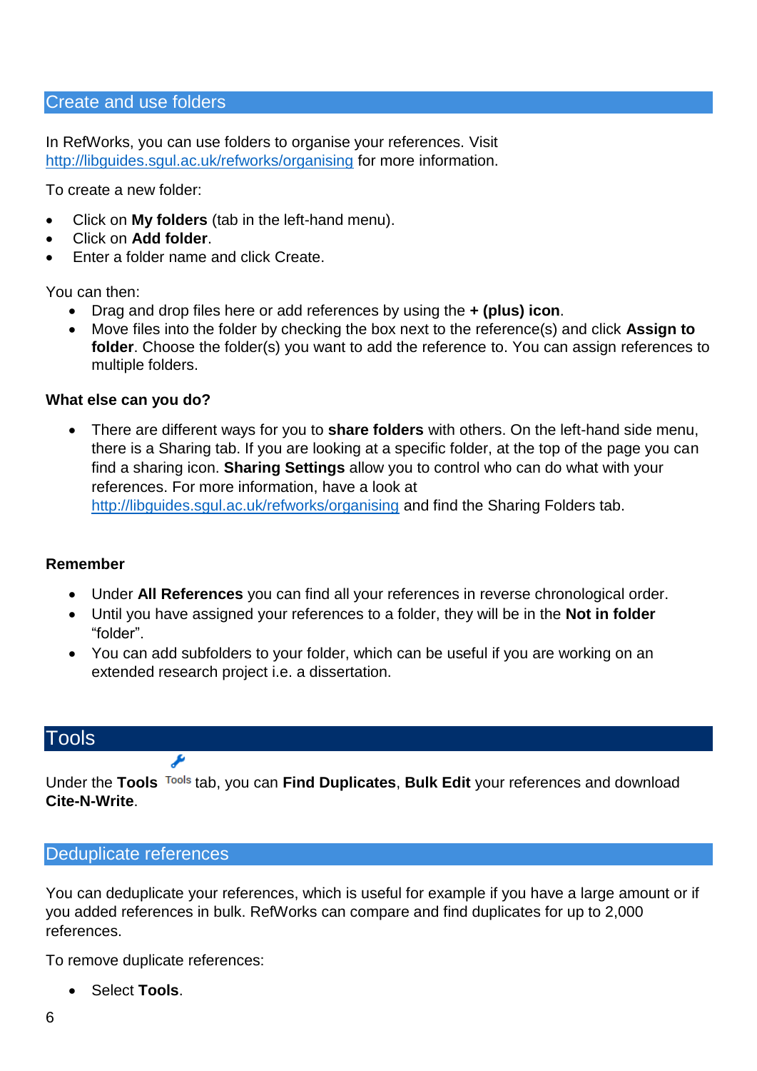## Create and use folders

In RefWorks, you can use folders to organise your references. Visit http://libguides.sgul.ac.uk/refworks/organising for more information.

To create a new folder:

- Click on **My folders** (tab in the left-hand menu).
- Click on **Add folder**.
- Enter a folder name and click Create.

You can then:

- Drag and drop files here or add references by using the **+ (plus) icon**.
- Move files into the folder by checking the box next to the reference(s) and click **Assign to folder**. Choose the folder(s) you want to add the reference to. You can assign references to multiple folders.

### What else can you do?

- There are different ways for you to **share folders** with others. On the left-hand side menu, there is a Sharing tab. If you are looking at a specific folder, at the top of the page you can find a sharing icon. **Sharing Settings** allow you to control who can do what with your references. For more information, have a look at http://libguides.sgul.ac.uk/refworks/organising and find the Sharing Folders tab.

### Remember

- Under **All References** you can find all your references in reverse chronological order.
- Until you have assigned your references to a folder, they will be in the **Not in folder** "folder".
- You can add subfolders to your folder, which can be useful if you are working on an extended research project i.e. a dissertation.

# Tools

Under the **Tools** Tools tab, you can **Find Duplicates**, **Bulk Edit** your references and download **Cite-N-Write**.

## Deduplicate references

You can deduplicate your references, which is useful for example if you have a large amount or if you added references in bulk. RefWorks can compare and find duplicates for up to 2,000 references.

To remove duplicate references:

- Select **Tools**.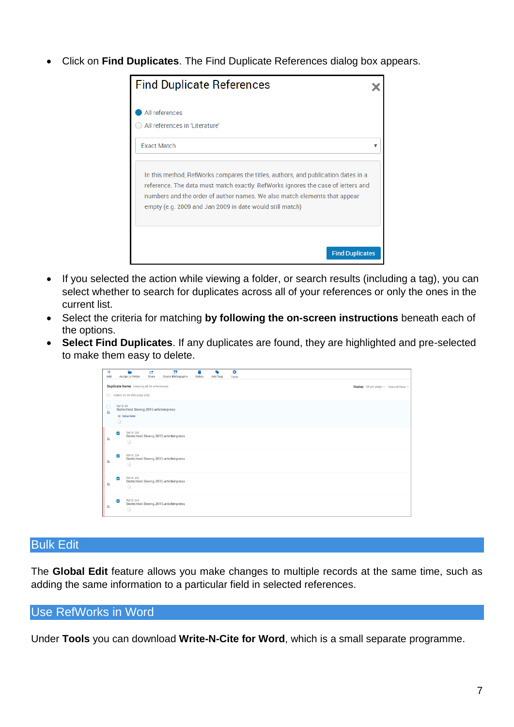- Click on **Find Duplicates**. The Find Duplicate References dialog box appears.

- If you selected the action while viewing a folder, or search results (including a tag), you can select whether to search for duplicates across all of your references or only the ones in the current list.
- Select the criteria for matching **by following the on-screen instructions** beneath each of the options.
- **Select Find Duplicates**. If any duplicates are found, they are highlighted and pre-selected to make them easy to delete.

## Bulk Edit

The **Global Edit** feature allows you make changes to multiple records at the same time, such as adding the same information to a particular field in selected references.

## Use RefWorks in Word

Under **Tools** you can download **Write-N-Cite for Word**, which is a small separate programme.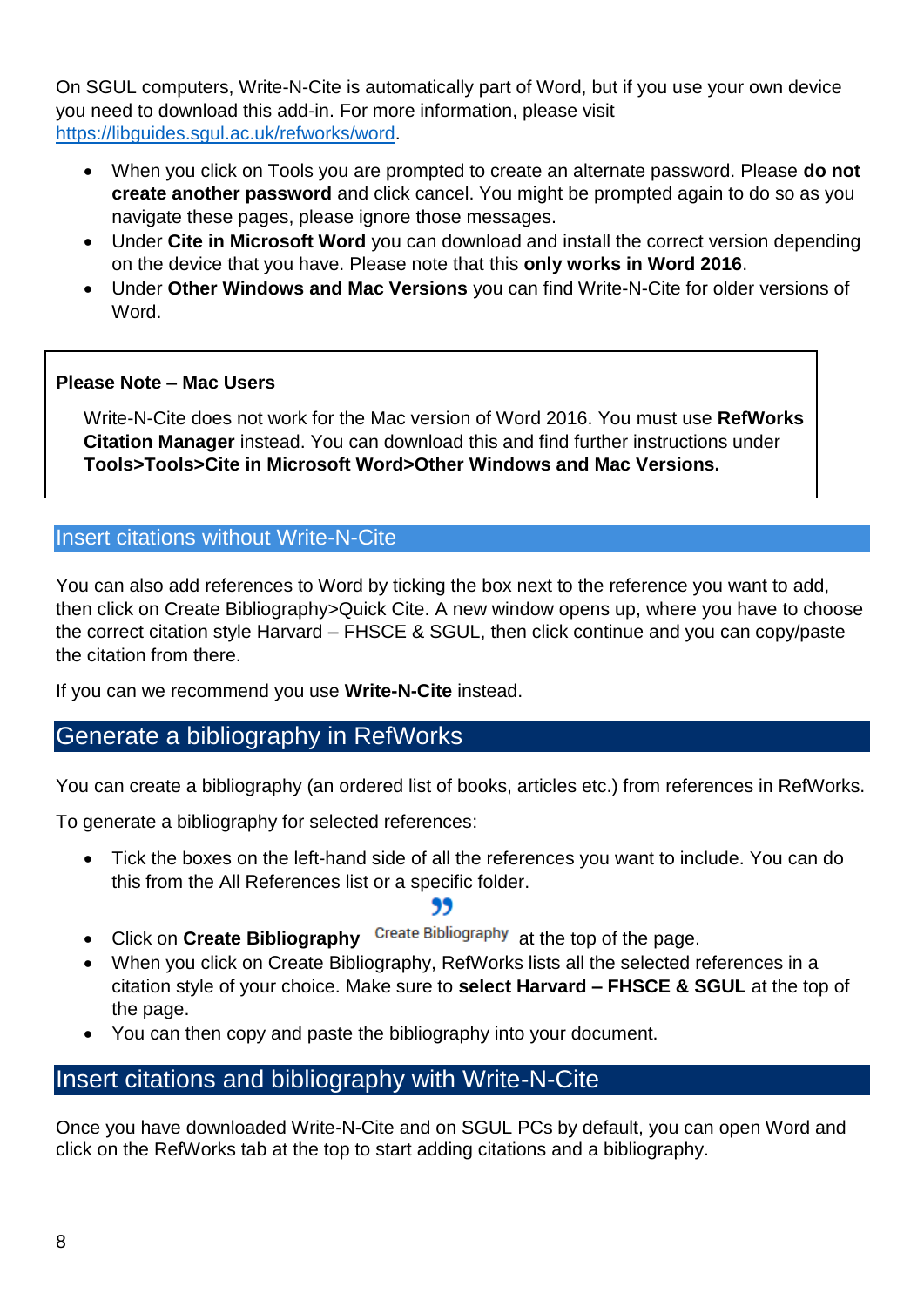On SGUL computers, Write-N-Cite is automatically part of Word, but if you use your own device you need to download this add-in. For more information, please visit https://libguides.sgul.ac.uk/refworks/word.

- When you click on Tools you are prompted to create an alternate password. Please **do not create another password** and click cancel. You might be prompted again to do so as you navigate these pages, please ignore those messages.
- Under **Cite in Microsoft Word** you can download and install the correct version depending on the device that you have. Please note that this **only works in Word 2016**.
- Under **Other Windows and Mac Versions** you can find Write-N-Cite for older versions of Word.

> **Please Note – Mac Users**
>
> Write-N-Cite does not work for the Mac version of Word 2016. You must use **RefWorks Citation Manager** instead. You can download this and find further instructions under **Tools>Tools>Cite in Microsoft Word>Other Windows and Mac Versions.**

### Insert citations without Write-N-Cite

You can also add references to Word by ticking the box next to the reference you want to add, then click on Create Bibliography>Quick Cite. A new window opens up, where you have to choose the correct citation style Harvard – FHSCE & SGUL, then click continue and you can copy/paste the citation from there.

If you can we recommend you use **Write-N-Cite** instead.

## Generate a bibliography in RefWorks

You can create a bibliography (an ordered list of books, articles etc.) from references in RefWorks.

To generate a bibliography for selected references:

- Tick the boxes on the left-hand side of all the references you want to include. You can do this from the All References list or a specific folder.
- Click on **Create Bibliography** Create Bibliography at the top of the page.
- When you click on Create Bibliography, RefWorks lists all the selected references in a citation style of your choice. Make sure to **select Harvard – FHSCE & SGUL** at the top of the page.
- You can then copy and paste the bibliography into your document.

## Insert citations and bibliography with Write-N-Cite

Once you have downloaded Write-N-Cite and on SGUL PCs by default, you can open Word and click on the RefWorks tab at the top to start adding citations and a bibliography.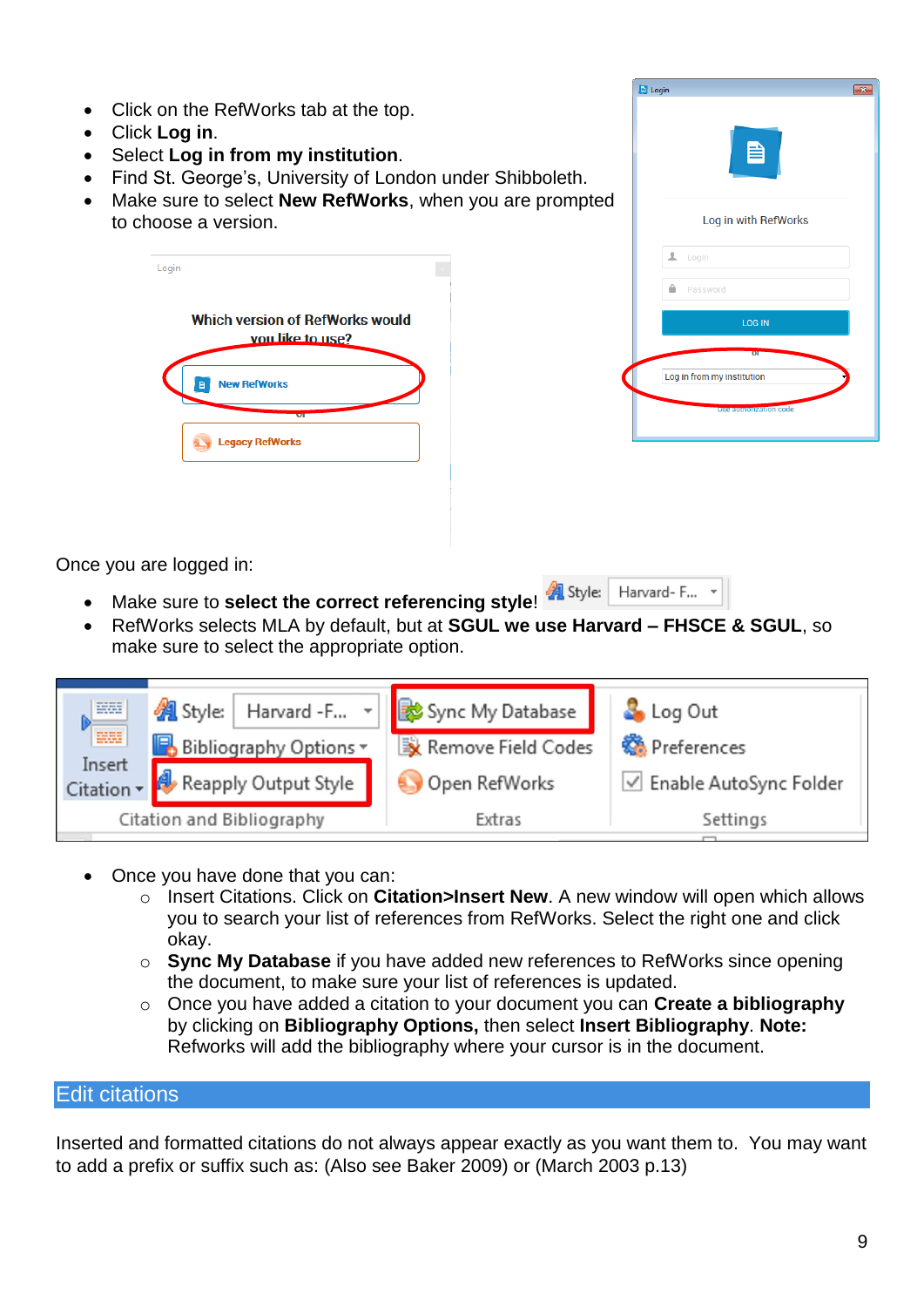- Click on the RefWorks tab at the top.
- Click **Log in**.
- Select **Log in from my institution**.
- Find St. George's, University of London under Shibboleth.
- Make sure to select **New RefWorks**, when you are prompted to choose a version.

Once you are logged in:

- Make sure to **select the correct referencing style**!
- RefWorks selects MLA by default, but at **SGUL we use Harvard – FHSCE & SGUL**, so make sure to select the appropriate option.

- Once you have done that you can:
  - Insert Citations. Click on **Citation>Insert New**. A new window will open which allows you to search your list of references from RefWorks. Select the right one and click okay.
  - **Sync My Database** if you have added new references to RefWorks since opening the document, to make sure your list of references is updated.
  - Once you have added a citation to your document you can **Create a bibliography** by clicking on **Bibliography Options,** then select **Insert Bibliography**. **Note:** Refworks will add the bibliography where your cursor is in the document.

## Edit citations

Inserted and formatted citations do not always appear exactly as you want them to. You may want to add a prefix or suffix such as: (Also see Baker 2009) or (March 2003 p.13)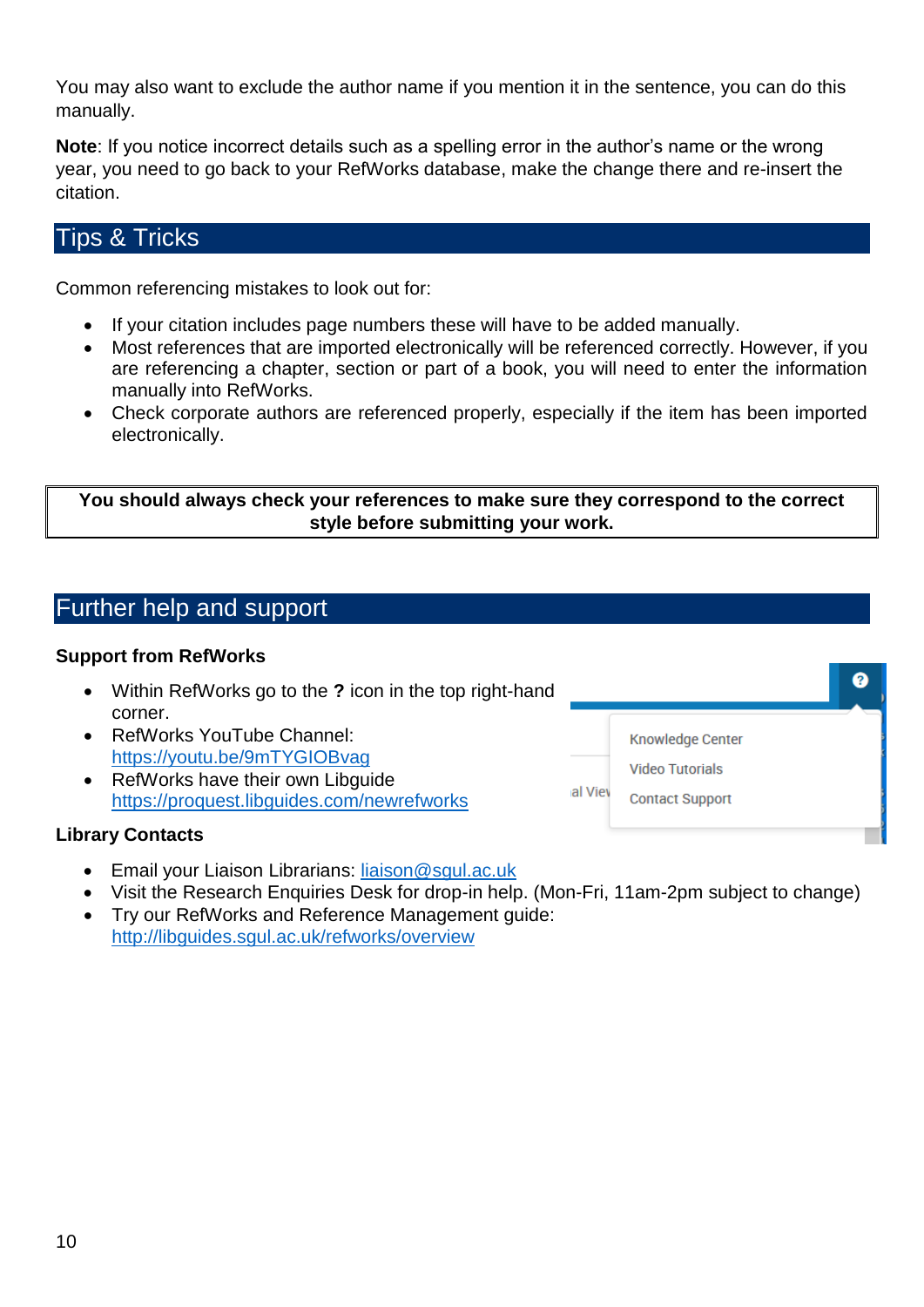You may also want to exclude the author name if you mention it in the sentence, you can do this manually.

**Note**: If you notice incorrect details such as a spelling error in the author's name or the wrong year, you need to go back to your RefWorks database, make the change there and re-insert the citation.

## Tips & Tricks

Common referencing mistakes to look out for:

- If your citation includes page numbers these will have to be added manually.
- Most references that are imported electronically will be referenced correctly. However, if you are referencing a chapter, section or part of a book, you will need to enter the information manually into RefWorks.
- Check corporate authors are referenced properly, especially if the item has been imported electronically.

**You should always check your references to make sure they correspond to the correct style before submitting your work.**

## Further help and support

**Support from RefWorks**

- Within RefWorks go to the **?** icon in the top right-hand corner.
- RefWorks YouTube Channel: https://youtu.be/9mTYGIOBvag
- RefWorks have their own Libguide https://proquest.libguides.com/newrefworks

Knowledge Center
Video Tutorials
Contact Support

**Library Contacts**

- Email your Liaison Librarians: liaison@sgul.ac.uk
- Visit the Research Enquiries Desk for drop-in help. (Mon-Fri, 11am-2pm subject to change)
- Try our RefWorks and Reference Management guide: http://libguides.sgul.ac.uk/refworks/overview